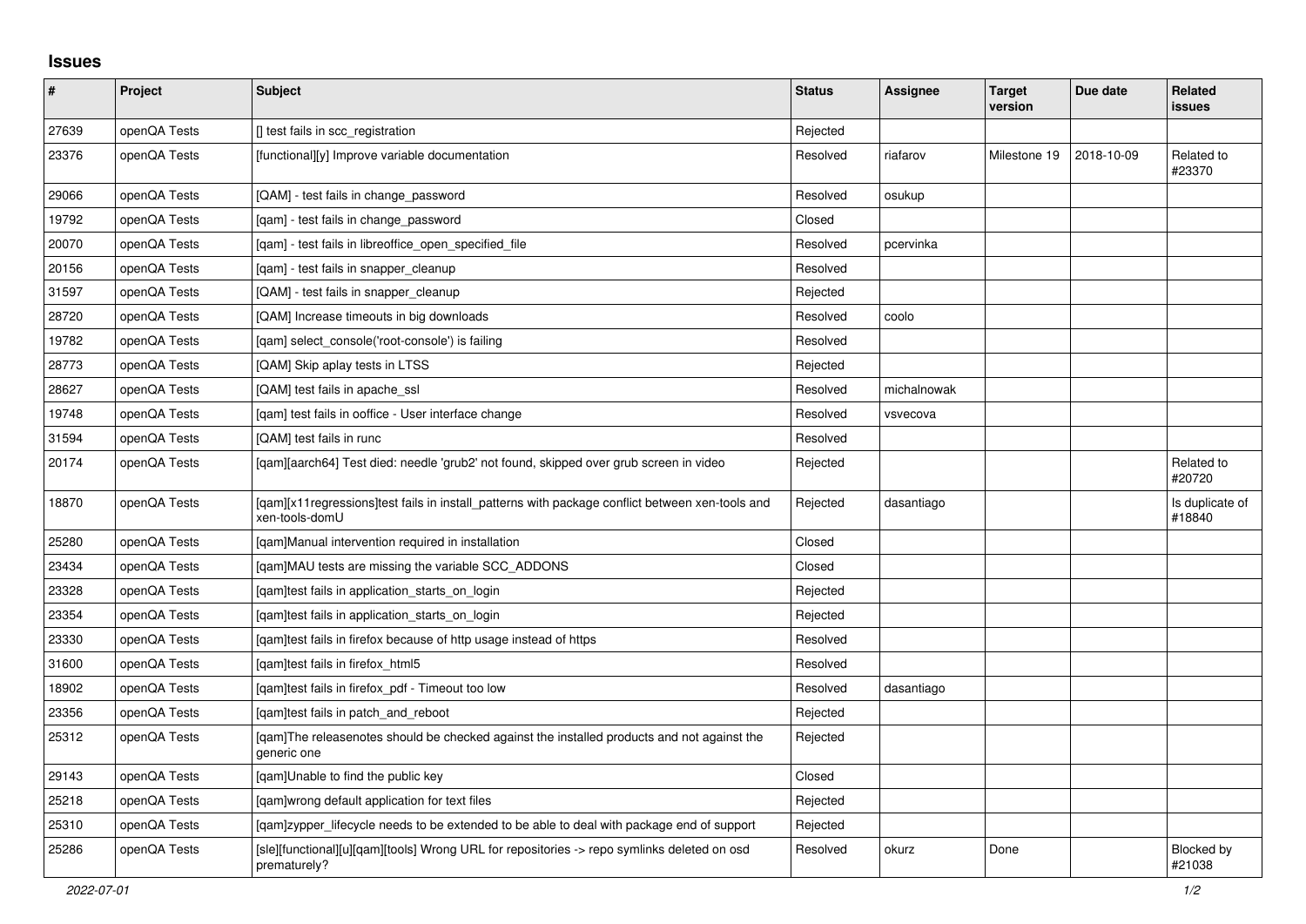## Issues

| # | Project | Subject | Status | Assignee | Target version | Due date | Related issues |
|---|---|---|---|---|---|---|---|
| 27639 | openQA Tests | [] test fails in scc_registration | Rejected | | | | |
| 23376 | openQA Tests | [functional][y] Improve variable documentation | Resolved | riafarov | Milestone 19 | 2018-10-09 | Related to #23370 |
| 29066 | openQA Tests | [QAM] - test fails in change_password | Resolved | osukup | | | |
| 19792 | openQA Tests | [qam] - test fails in change_password | Closed | | | | |
| 20070 | openQA Tests | [qam] - test fails in libreoffice_open_specified_file | Resolved | pcervinka | | | |
| 20156 | openQA Tests | [qam] - test fails in snapper_cleanup | Resolved | | | | |
| 31597 | openQA Tests | [QAM] - test fails in snapper_cleanup | Rejected | | | | |
| 28720 | openQA Tests | [QAM] Increase timeouts in big downloads | Resolved | coolo | | | |
| 19782 | openQA Tests | [qam] select_console('root-console') is failing | Resolved | | | | |
| 28773 | openQA Tests | [QAM] Skip aplay tests in LTSS | Rejected | | | | |
| 28627 | openQA Tests | [QAM] test fails in apache_ssl | Resolved | michalnowak | | | |
| 19748 | openQA Tests | [qam] test fails in ooffice - User interface change | Resolved | vsvecova | | | |
| 31594 | openQA Tests | [QAM] test fails in runc | Resolved | | | | |
| 20174 | openQA Tests | [qam][aarch64] Test died: needle 'grub2' not found, skipped over grub screen in video | Rejected | | | | Related to #20720 |
| 18870 | openQA Tests | [qam][x11regressions]test fails in install_patterns with package conflict between xen-tools and xen-tools-domU | Rejected | dasantiago | | | Is duplicate of #18840 |
| 25280 | openQA Tests | [qam]Manual intervention required in installation | Closed | | | | |
| 23434 | openQA Tests | [qam]MAU tests are missing the variable SCC_ADDONS | Closed | | | | |
| 23328 | openQA Tests | [qam]test fails in application_starts_on_login | Rejected | | | | |
| 23354 | openQA Tests | [qam]test fails in application_starts_on_login | Rejected | | | | |
| 23330 | openQA Tests | [qam]test fails in firefox because of http usage instead of https | Resolved | | | | |
| 31600 | openQA Tests | [qam]test fails in firefox_html5 | Resolved | | | | |
| 18902 | openQA Tests | [qam]test fails in firefox_pdf - Timeout too low | Resolved | dasantiago | | | |
| 23356 | openQA Tests | [qam]test fails in patch_and_reboot | Rejected | | | | |
| 25312 | openQA Tests | [qam]The releasenotes should be checked against the installed products and not against the generic one | Rejected | | | | |
| 29143 | openQA Tests | [qam]Unable to find the public key | Closed | | | | |
| 25218 | openQA Tests | [qam]wrong default application for text files | Rejected | | | | |
| 25310 | openQA Tests | [qam]zypper_lifecycle needs to be extended to be able to deal with package end of support | Rejected | | | | |
| 25286 | openQA Tests | [sle][functional][u][qam][tools] Wrong URL for repositories -> repo symlinks deleted on osd prematurely? | Resolved | okurz | Done | | Blocked by #21038 |

*2022-07-01*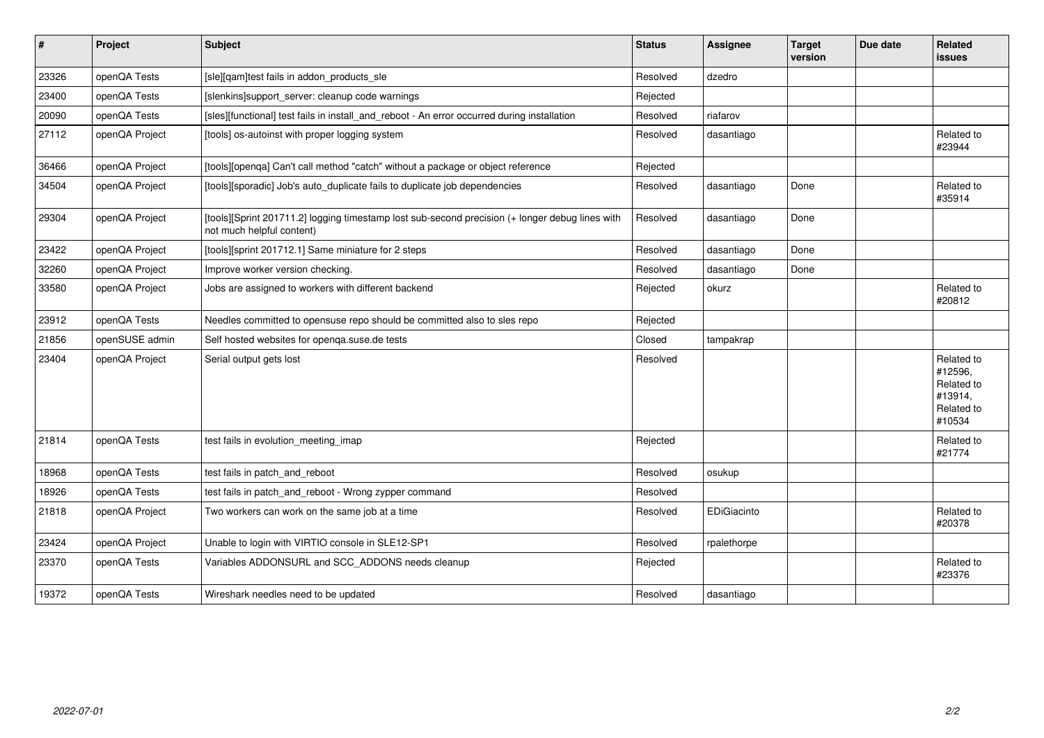| # | Project | Subject | Status | Assignee | Target version | Due date | Related issues |
|---|---|---|---|---|---|---|---|
| 23326 | openQA Tests | [sle][qam]test fails in addon_products_sle | Resolved | dzedro | | | |
| 23400 | openQA Tests | [slenkins]support_server: cleanup code warnings | Rejected | | | | |
| 20090 | openQA Tests | [sles][functional] test fails in install_and_reboot - An error occurred during installation | Resolved | riafarov | | | |
| 27112 | openQA Project | [tools] os-autoinst with proper logging system | Resolved | dasantiago | | | Related to #23944 |
| 36466 | openQA Project | [tools][openqa] Can't call method "catch" without a package or object reference | Rejected | | | | |
| 34504 | openQA Project | [tools][sporadic] Job's auto_duplicate fails to duplicate job dependencies | Resolved | dasantiago | Done | | Related to #35914 |
| 29304 | openQA Project | [tools][Sprint 201711.2] logging timestamp lost sub-second precision (+ longer debug lines with not much helpful content) | Resolved | dasantiago | Done | | |
| 23422 | openQA Project | [tools][sprint 201712.1] Same miniature for 2 steps | Resolved | dasantiago | Done | | |
| 32260 | openQA Project | Improve worker version checking. | Resolved | dasantiago | Done | | |
| 33580 | openQA Project | Jobs are assigned to workers with different backend | Rejected | okurz | | | Related to #20812 |
| 23912 | openQA Tests | Needles committed to opensuse repo should be committed also to sles repo | Rejected | | | | |
| 21856 | openSUSE admin | Self hosted websites for openqa.suse.de tests | Closed | tampakrap | | | |
| 23404 | openQA Project | Serial output gets lost | Resolved | | | | Related to #12596, Related to #13914, Related to #10534 |
| 21814 | openQA Tests | test fails in evolution_meeting_imap | Rejected | | | | Related to #21774 |
| 18968 | openQA Tests | test fails in patch_and_reboot | Resolved | osukup | | | |
| 18926 | openQA Tests | test fails in patch_and_reboot - Wrong zypper command | Resolved | | | | |
| 21818 | openQA Project | Two workers can work on the same job at a time | Resolved | EDiGiacinto | | | Related to #20378 |
| 23424 | openQA Project | Unable to login with VIRTIO console in SLE12-SP1 | Resolved | rpalethorpe | | | |
| 23370 | openQA Tests | Variables ADDONSURL and SCC_ADDONS needs cleanup | Rejected | | | | Related to #23376 |
| 19372 | openQA Tests | Wireshark needles need to be updated | Resolved | dasantiago | | | |